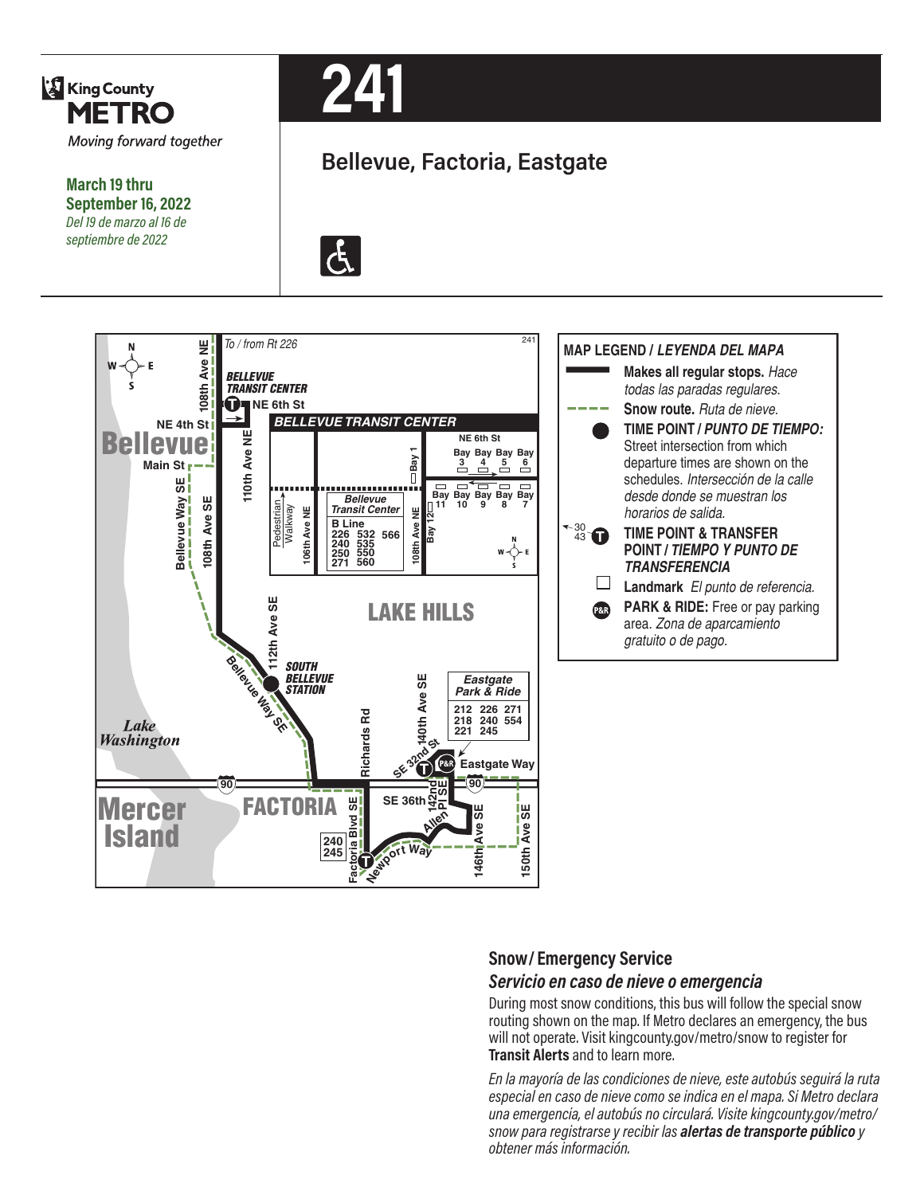King County METRO

*Moving forward together*

**March 19 thru September 16, 2022**

*Del 19 de marzo al 16 de septiembre de 2022*

# 241

## Bellevue, Factoria, Eastgate

To / from Rt 226

BELLEVUE TRANSIT CENTER

NE 6th St

NE 4th St

Bellevue

Main St

108th Ave NE

110th Ave NE

Bellevue Way SE

108th Ave SE

112th Ave SE

BELLEVUE TRANSIT CENTER

NE 6th St

Bay 1

Bay 3, Bay 4, Bay 5, Bay 6

Bay 11, Bay 10, Bay 9, Bay 8, Bay 7

Bay 12

Pedestrian Walkway

106th Ave NE

108th Ave NE

Bellevue Transit Center

B Line, 226, 532, 566, 240, 535, 250, 550, 271, 560

LAKE HILLS

SOUTH BELLEVUE STATION

Bellevue Way SE

Lake Washington

Mercer Island

FACTORIA

Richards Rd

140th Ave SE

SE 32nd St

Eastgate Park & Ride

212, 226, 271, 218, 240, 554, 221, 245

Eastgate Way

90

SE 36th

142nd Pl SE

Allen

146th Ave SE

150th Ave SE

Factoria Blvd SE

240, 245

Newport Way

### MAP LEGEND / *LEYENDA DEL MAPA*

- **Makes all regular stops.** *Hace todas las paradas regulares.*
- **Snow route.** *Ruta de nieve.*
- **TIME POINT / *PUNTO DE TIEMPO:*** Street intersection from which departure times are shown on the schedules. *Intersección de la calle desde donde se muestran los horarios de salida.*
- **TIME POINT & TRANSFER POINT / *TIEMPO Y PUNTO DE TRANSFERENCIA***
- **Landmark** *El punto de referencia.*
- **PARK & RIDE:** Free or pay parking area. *Zona de aparcamiento gratuito o de pago.*

### Snow / Emergency Service

### *Servicio en caso de nieve o emergencia*

During most snow conditions, this bus will follow the special snow routing shown on the map. If Metro declares an emergency, the bus will not operate. Visit kingcounty.gov/metro/snow to register for **Transit Alerts** and to learn more.

*En la mayoría de las condiciones de nieve, este autobús seguirá la ruta especial en caso de nieve como se indica en el mapa. Si Metro declara una emergencia, el autobús no circulará. Visite kingcounty.gov/metro/snow para registrarse y recibir las **alertas de transporte público** y obtener más información.*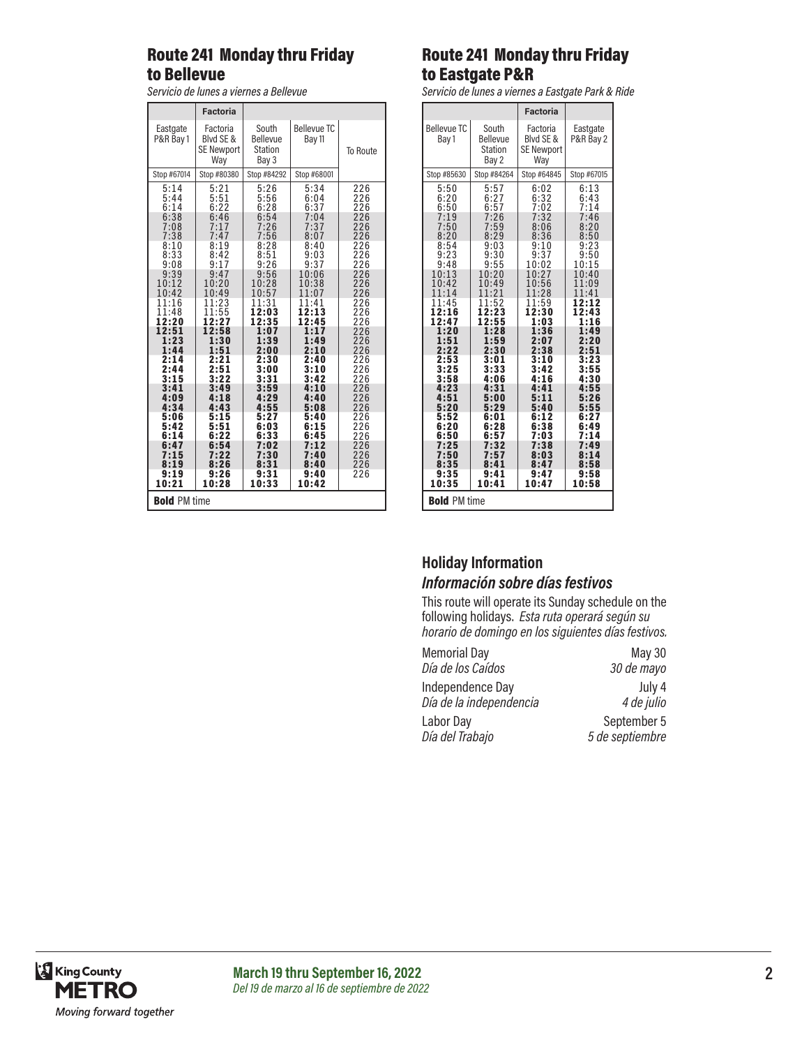## Route 241 Monday thru Friday to Bellevue

*Servicio de lunes a viernes a Bellevue*

| | Factoria | | | |
|---|---|---|---|---|
| Eastgate P&R Bay 1 | Factoria Blvd SE & SE Newport Way | South Bellevue Station Bay 3 | Bellevue TC Bay 11 | To Route |
| Stop #67014 | Stop #80380 | Stop #84292 | Stop #68001 | |
| 5:14 | 5:21 | 5:26 | 5:34 | 226 |
| 5:44 | 5:51 | 5:56 | 6:04 | 226 |
| 6:14 | 6:22 | 6:28 | 6:37 | 226 |
| 6:38 | 6:46 | 6:54 | 7:04 | 226 |
| 7:08 | 7:17 | 7:26 | 7:37 | 226 |
| 7:38 | 7:47 | 7:56 | 8:07 | 226 |
| 8:10 | 8:19 | 8:28 | 8:40 | 226 |
| 8:33 | 8:42 | 8:51 | 9:03 | 226 |
| 9:08 | 9:17 | 9:26 | 9:37 | 226 |
| 9:39 | 9:47 | 9:56 | 10:06 | 226 |
| 10:12 | 10:20 | 10:28 | 10:38 | 226 |
| 10:42 | 10:49 | 10:57 | 11:07 | 226 |
| 11:16 | 11:23 | 11:31 | 11:41 | 226 |
| 11:48 | 11:55 | **12:03** | **12:13** | 226 |
| **12:20** | **12:27** | **12:35** | **12:45** | 226 |
| **12:51** | **12:58** | **1:07** | **1:17** | 226 |
| **1:23** | **1:30** | **1:39** | **1:49** | 226 |
| **1:44** | **1:51** | **2:00** | **2:10** | 226 |
| **2:14** | **2:21** | **2:30** | **2:40** | 226 |
| **2:44** | **2:51** | **3:00** | **3:10** | 226 |
| **3:15** | **3:22** | **3:31** | **3:42** | 226 |
| **3:41** | **3:49** | **3:59** | **4:10** | 226 |
| **4:09** | **4:18** | **4:29** | **4:40** | 226 |
| **4:34** | **4:43** | **4:55** | **5:08** | 226 |
| **5:06** | **5:15** | **5:27** | **5:40** | 226 |
| **5:42** | **5:51** | **6:03** | **6:15** | 226 |
| **6:14** | **6:22** | **6:33** | **6:45** | 226 |
| **6:47** | **6:54** | **7:02** | **7:12** | 226 |
| **7:15** | **7:22** | **7:30** | **7:40** | 226 |
| **8:19** | **8:26** | **8:31** | **8:40** | 226 |
| **9:19** | **9:26** | **9:31** | **9:40** | 226 |
| **10:21** | **10:28** | **10:33** | **10:42** | |

**Bold** PM time

## Route 241 Monday thru Friday to Eastgate P&R

*Servicio de lunes a viernes a Eastgate Park & Ride*

| | | Factoria | |
|---|---|---|---|
| Bellevue TC Bay 1 | South Bellevue Station Bay 2 | Factoria Blvd SE & SE Newport Way | Eastgate P&R Bay 2 |
| Stop #85630 | Stop #84264 | Stop #64845 | Stop #67015 |
| 5:50 | 5:57 | 6:02 | 6:13 |
| 6:20 | 6:27 | 6:32 | 6:43 |
| 6:50 | 6:57 | 7:02 | 7:14 |
| 7:19 | 7:26 | 7:32 | 7:46 |
| 7:50 | 7:59 | 8:06 | 8:20 |
| 8:20 | 8:29 | 8:36 | 8:50 |
| 8:54 | 9:03 | 9:10 | 9:23 |
| 9:23 | 9:30 | 9:37 | 9:50 |
| 9:48 | 9:55 | 10:02 | 10:15 |
| 10:13 | 10:20 | 10:27 | 10:40 |
| 10:42 | 10:49 | 10:56 | 11:09 |
| 11:14 | 11:21 | 11:28 | 11:41 |
| 11:45 | 11:52 | 11:59 | **12:12** |
| **12:16** | **12:23** | **12:30** | **12:43** |
| **12:47** | **12:55** | **1:03** | **1:16** |
| **1:20** | **1:28** | **1:36** | **1:49** |
| **1:51** | **1:59** | **2:07** | **2:20** |
| **2:22** | **2:30** | **2:38** | **2:51** |
| **2:53** | **3:01** | **3:10** | **3:23** |
| **3:25** | **3:33** | **3:42** | **3:55** |
| **3:58** | **4:06** | **4:16** | **4:30** |
| **4:23** | **4:31** | **4:41** | **4:55** |
| **4:51** | **5:00** | **5:11** | **5:26** |
| **5:20** | **5:29** | **5:40** | **5:55** |
| **5:52** | **6:01** | **6:12** | **6:27** |
| **6:20** | **6:28** | **6:38** | **6:49** |
| **6:50** | **6:57** | **7:03** | **7:14** |
| **7:25** | **7:32** | **7:38** | **7:49** |
| **7:50** | **7:57** | **8:03** | **8:14** |
| **8:35** | **8:41** | **8:47** | **8:58** |
| **9:35** | **9:41** | **9:47** | **9:58** |
| **10:35** | **10:41** | **10:47** | **10:58** |

**Bold** PM time

### Holiday Information

### *Información sobre días festivos*

This route will operate its Sunday schedule on the following holidays. *Esta ruta operará según su horario de domingo en los siguientes días festivos.*

| | |
|---|---|
| Memorial Day *Día de los Caídos* | May 30 *30 de mayo* |
| Independence Day *Día de la independencia* | July 4 *4 de julio* |
| Labor Day *Día del Trabajo* | September 5 *5 de septiembre* |

King County METRO
*Moving forward together*

**March 19 thru September 16, 2022**
*Del 19 de marzo al 16 de septiembre de 2022*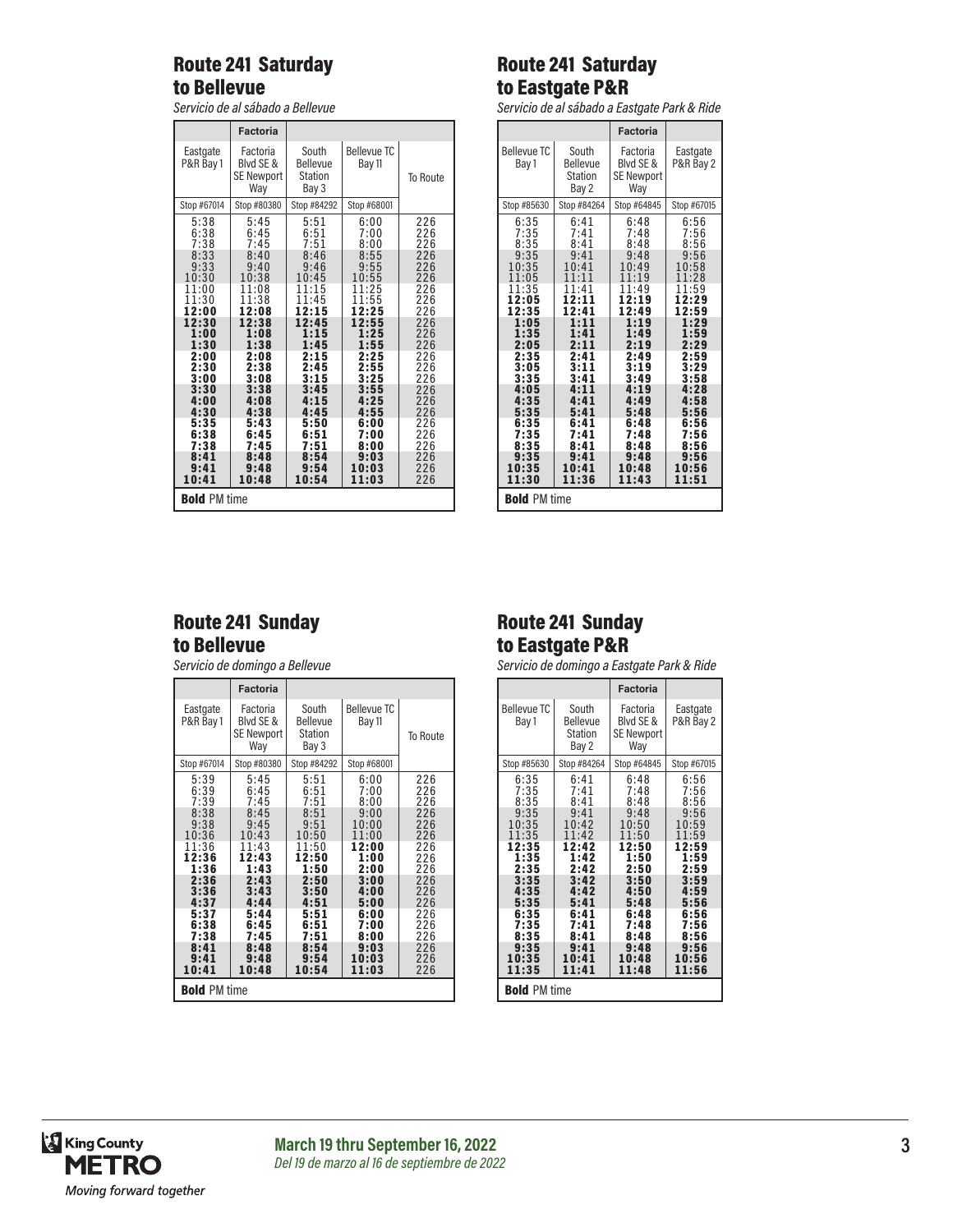## Route 241 Saturday to Bellevue

*Servicio de al sábado a Bellevue*

| | Factoria | | | |
|---|---|---|---|---|
| Eastgate P&R Bay 1 | Factoria Blvd SE & SE Newport Way | South Bellevue Station Bay 3 | Bellevue TC Bay 11 | To Route |
| Stop #67014 | Stop #80380 | Stop #84292 | Stop #68001 | |
| 5:38 | 5:45 | 5:51 | 6:00 | 226 |
| 6:38 | 6:45 | 6:51 | 7:00 | 226 |
| 7:38 | 7:45 | 7:51 | 8:00 | 226 |
| 8:33 | 8:40 | 8:46 | 8:55 | 226 |
| 9:33 | 9:40 | 9:46 | 9:55 | 226 |
| 10:30 | 10:38 | 10:45 | 10:55 | 226 |
| 11:00 | 11:08 | 11:15 | 11:25 | 226 |
| 11:30 | 11:38 | 11:45 | 11:55 | 226 |
| **12:00** | **12:08** | **12:15** | **12:25** | 226 |
| **12:30** | **12:38** | **12:45** | **12:55** | 226 |
| **1:00** | **1:08** | **1:15** | **1:25** | 226 |
| **1:30** | **1:38** | **1:45** | **1:55** | 226 |
| **2:00** | **2:08** | **2:15** | **2:25** | 226 |
| **2:30** | **2:38** | **2:45** | **2:55** | 226 |
| **3:00** | **3:08** | **3:15** | **3:25** | 226 |
| **3:30** | **3:38** | **3:45** | **3:55** | 226 |
| **4:00** | **4:08** | **4:15** | **4:25** | 226 |
| **4:30** | **4:38** | **4:45** | **4:55** | 226 |
| **5:35** | **5:43** | **5:50** | **6:00** | 226 |
| **6:38** | **6:45** | **6:51** | **7:00** | 226 |
| **7:38** | **7:45** | **7:51** | **8:00** | 226 |
| **8:41** | **8:48** | **8:54** | **9:03** | 226 |
| **9:41** | **9:48** | **9:54** | **10:03** | 226 |
| **10:41** | **10:48** | **10:54** | **11:03** | 226 |

**Bold** PM time

## Route 241 Saturday to Eastgate P&R

*Servicio de al sábado a Eastgate Park & Ride*

| | | Factoria | |
|---|---|---|---|
| Bellevue TC Bay 1 | South Bellevue Station Bay 2 | Factoria Blvd SE & SE Newport Way | Eastgate P&R Bay 2 |
| Stop #85630 | Stop #84264 | Stop #64845 | Stop #67015 |
| 6:35 | 6:41 | 6:48 | 6:56 |
| 7:35 | 7:41 | 7:48 | 7:56 |
| 8:35 | 8:41 | 8:48 | 8:56 |
| 9:35 | 9:41 | 9:48 | 9:56 |
| 10:35 | 10:41 | 10:49 | 10:58 |
| 11:05 | 11:11 | 11:19 | 11:28 |
| 11:35 | 11:41 | 11:49 | 11:59 |
| **12:05** | **12:11** | **12:19** | **12:29** |
| **12:35** | **12:41** | **12:49** | **12:59** |
| **1:05** | **1:11** | **1:19** | **1:29** |
| **1:35** | **1:41** | **1:49** | **1:59** |
| **2:05** | **2:11** | **2:19** | **2:29** |
| **2:35** | **2:41** | **2:49** | **2:59** |
| **3:05** | **3:11** | **3:19** | **3:29** |
| **3:35** | **3:41** | **3:49** | **3:58** |
| **4:05** | **4:11** | **4:19** | **4:28** |
| **4:35** | **4:41** | **4:49** | **4:58** |
| **5:35** | **5:41** | **5:48** | **5:56** |
| **6:35** | **6:41** | **6:48** | **6:56** |
| **7:35** | **7:41** | **7:48** | **7:56** |
| **8:35** | **8:41** | **8:48** | **8:56** |
| **9:35** | **9:41** | **9:48** | **9:56** |
| **10:35** | **10:41** | **10:48** | **10:56** |
| **11:30** | **11:36** | **11:43** | **11:51** |

**Bold** PM time

## Route 241 Sunday to Bellevue

*Servicio de domingo a Bellevue*

| | Factoria | | | |
|---|---|---|---|---|
| Eastgate P&R Bay 1 | Factoria Blvd SE & SE Newport Way | South Bellevue Station Bay 3 | Bellevue TC Bay 11 | To Route |
| Stop #67014 | Stop #80380 | Stop #84292 | Stop #68001 | |
| 5:39 | 5:45 | 5:51 | 6:00 | 226 |
| 6:39 | 6:45 | 6:51 | 7:00 | 226 |
| 7:39 | 7:45 | 7:51 | 8:00 | 226 |
| 8:38 | 8:45 | 8:51 | 9:00 | 226 |
| 9:38 | 9:45 | 9:51 | 10:00 | 226 |
| 10:36 | 10:43 | 10:50 | 11:00 | 226 |
| 11:36 | 11:43 | 11:50 | **12:00** | 226 |
| **12:36** | **12:43** | **12:50** | **1:00** | 226 |
| **1:36** | **1:43** | **1:50** | **2:00** | 226 |
| **2:36** | **2:43** | **2:50** | **3:00** | 226 |
| **3:36** | **3:43** | **3:50** | **4:00** | 226 |
| **4:37** | **4:44** | **4:51** | **5:00** | 226 |
| **5:37** | **5:44** | **5:51** | **6:00** | 226 |
| **6:38** | **6:45** | **6:51** | **7:00** | 226 |
| **7:38** | **7:45** | **7:51** | **8:00** | 226 |
| **8:41** | **8:48** | **8:54** | **9:03** | 226 |
| **9:41** | **9:48** | **9:54** | **10:03** | 226 |
| **10:41** | **10:48** | **10:54** | **11:03** | 226 |

**Bold** PM time

## Route 241 Sunday to Eastgate P&R

*Servicio de domingo a Eastgate Park & Ride*

| | | Factoria | |
|---|---|---|---|
| Bellevue TC Bay 1 | South Bellevue Station Bay 2 | Factoria Blvd SE & SE Newport Way | Eastgate P&R Bay 2 |
| Stop #85630 | Stop #84264 | Stop #64845 | Stop #67015 |
| 6:35 | 6:41 | 6:48 | 6:56 |
| 7:35 | 7:41 | 7:48 | 7:56 |
| 8:35 | 8:41 | 8:48 | 8:56 |
| 9:35 | 9:41 | 9:48 | 9:56 |
| 10:35 | 10:42 | 10:50 | 10:59 |
| 11:35 | 11:42 | 11:50 | 11:59 |
| **12:35** | **12:42** | **12:50** | **12:59** |
| **1:35** | **1:42** | **1:50** | **1:59** |
| **2:35** | **2:42** | **2:50** | **2:59** |
| **3:35** | **3:42** | **3:50** | **3:59** |
| **4:35** | **4:42** | **4:50** | **4:59** |
| **5:35** | **5:41** | **5:48** | **5:56** |
| **6:35** | **6:41** | **6:48** | **6:56** |
| **7:35** | **7:41** | **7:48** | **7:56** |
| **8:35** | **8:41** | **8:48** | **8:56** |
| **9:35** | **9:41** | **9:48** | **9:56** |
| **10:35** | **10:41** | **10:48** | **10:56** |
| **11:35** | **11:41** | **11:48** | **11:56** |

**Bold** PM time

King County METRO
*Moving forward together*

**March 19 thru September 16, 2022**
*Del 19 de marzo al 16 de septiembre de 2022*